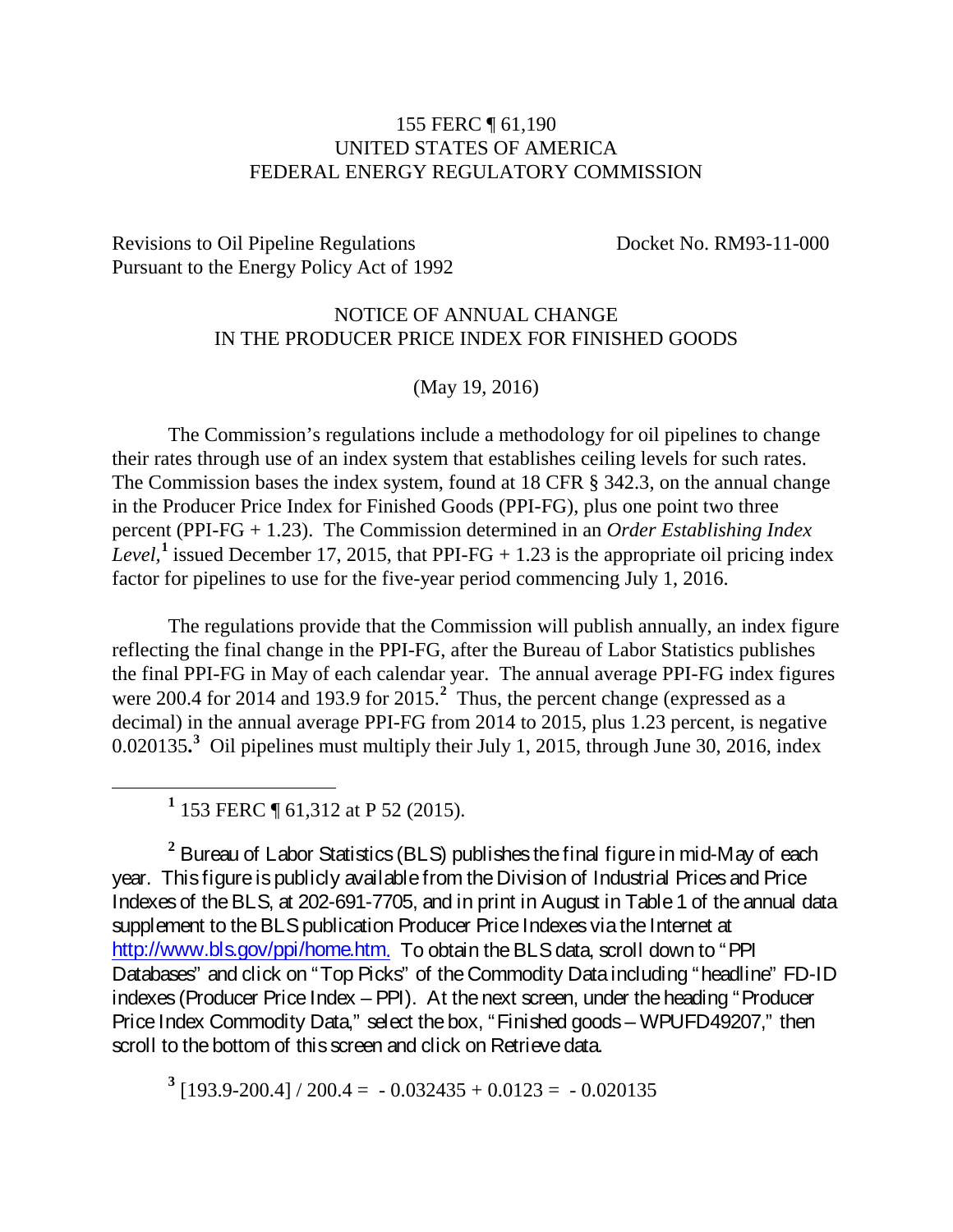155 FERC ¶ 61,190
UNITED STATES OF AMERICA
FEDERAL ENERGY REGULATORY COMMISSION

Revisions to Oil Pipeline Regulations Pursuant to the Energy Policy Act of 1992 — Docket No. RM93-11-000

NOTICE OF ANNUAL CHANGE
IN THE PRODUCER PRICE INDEX FOR FINISHED GOODS

(May 19, 2016)

The Commission's regulations include a methodology for oil pipelines to change their rates through use of an index system that establishes ceiling levels for such rates. The Commission bases the index system, found at 18 CFR § 342.3, on the annual change in the Producer Price Index for Finished Goods (PPI-FG), plus one point two three percent (PPI-FG + 1.23). The Commission determined in an *Order Establishing Index Level,*[1] issued December 17, 2015, that PPI-FG + 1.23 is the appropriate oil pricing index factor for pipelines to use for the five-year period commencing July 1, 2016.

The regulations provide that the Commission will publish annually, an index figure reflecting the final change in the PPI-FG, after the Bureau of Labor Statistics publishes the final PPI-FG in May of each calendar year. The annual average PPI-FG index figures were 200.4 for 2014 and 193.9 for 2015.[2] Thus, the percent change (expressed as a decimal) in the annual average PPI-FG from 2014 to 2015, plus 1.23 percent, is negative 0.020135**.**[3] Oil pipelines must multiply their July 1, 2015, through June 30, 2016, index

---

[1] 153 FERC ¶ 61,312 at P 52 (2015).

[2] Bureau of Labor Statistics (BLS) publishes the final figure in mid-May of each year. This figure is publicly available from the Division of Industrial Prices and Price Indexes of the BLS, at 202-691-7705, and in print in August in Table 1 of the annual data supplement to the BLS publication Producer Price Indexes via the Internet at http://www.bls.gov/ppi/home.htm. To obtain the BLS data, scroll down to "PPI Databases" and click on "Top Picks" of the Commodity Data including "headline" FD-ID indexes (Producer Price Index – PPI). At the next screen, under the heading "Producer Price Index Commodity Data," select the box, "Finished goods – WPUFD49207," then scroll to the bottom of this screen and click on Retrieve data.

[3] $[193.9-200.4] / 200.4 = -0.032435 + 0.0123 = -0.020135$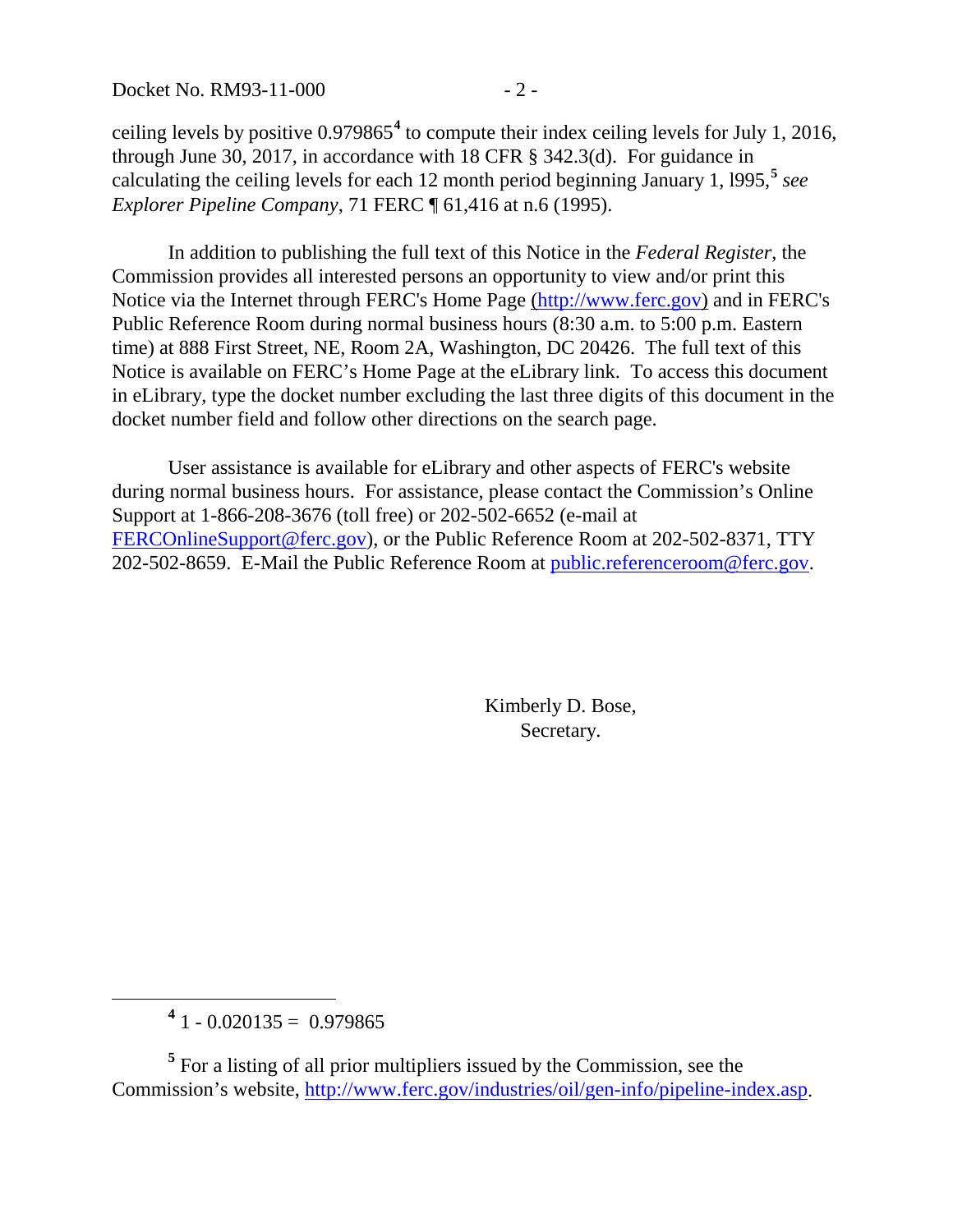ceiling levels by positive 0.979865[4] to compute their index ceiling levels for July 1, 2016, through June 30, 2017, in accordance with 18 CFR § 342.3(d). For guidance in calculating the ceiling levels for each 12 month period beginning January 1, l995,[5] *see Explorer Pipeline Company*, 71 FERC ¶ 61,416 at n.6 (1995).

In addition to publishing the full text of this Notice in the *Federal Register*, the Commission provides all interested persons an opportunity to view and/or print this Notice via the Internet through FERC's Home Page (http://www.ferc.gov) and in FERC's Public Reference Room during normal business hours (8:30 a.m. to 5:00 p.m. Eastern time) at 888 First Street, NE, Room 2A, Washington, DC 20426. The full text of this Notice is available on FERC's Home Page at the eLibrary link. To access this document in eLibrary, type the docket number excluding the last three digits of this document in the docket number field and follow other directions on the search page.

User assistance is available for eLibrary and other aspects of FERC's website during normal business hours. For assistance, please contact the Commission's Online Support at 1-866-208-3676 (toll free) or 202-502-6652 (e-mail at FERCOnlineSupport@ferc.gov), or the Public Reference Room at 202-502-8371, TTY 202-502-8659. E-Mail the Public Reference Room at public.referenceroom@ferc.gov.

Kimberly D. Bose,
Secretary.

---

[4] 1 - 0.020135 = 0.979865

[5] For a listing of all prior multipliers issued by the Commission, see the Commission's website, http://www.ferc.gov/industries/oil/gen-info/pipeline-index.asp.